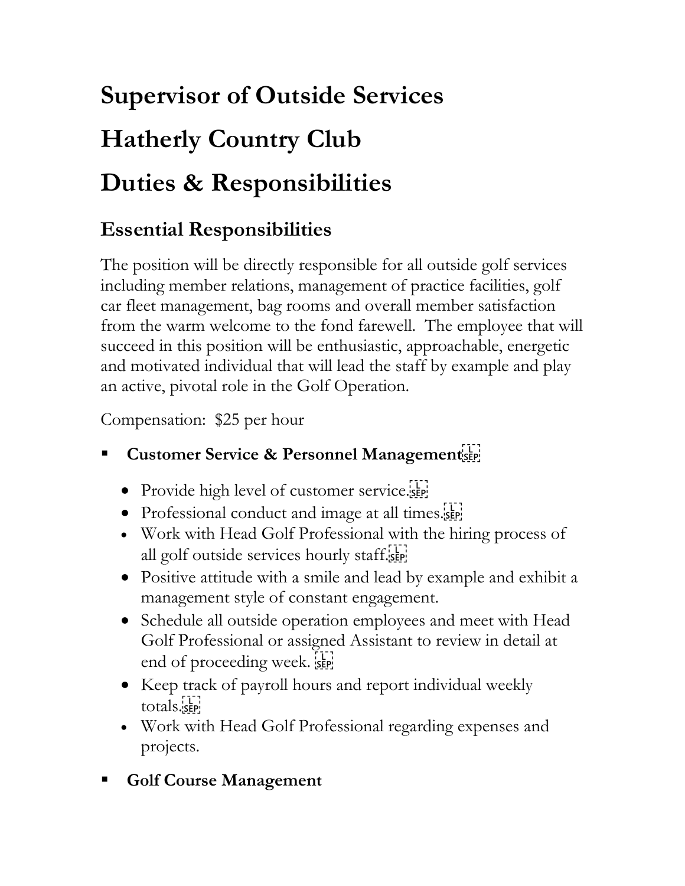# Supervisor of Outside Services

# Hatherly Country Club

# Duties & Responsibilities

## Essential Responsibilities

The position will be directly responsible for all outside golf services including member relations, management of practice facilities, golf car fleet management, bag rooms and overall member satisfaction from the warm welcome to the fond farewell. The employee that will succeed in this position will be enthusiastic, approachable, energetic and motivated individual that will lead the staff by example and play an active, pivotal role in the Golf Operation.

Compensation: $25 per hour

- **Customer Service & Personnel Management**
  - Provide high level of customer service.
  - Professional conduct and image at all times.
  - Work with Head Golf Professional with the hiring process of all golf outside services hourly staff.
  - Positive attitude with a smile and lead by example and exhibit a management style of constant engagement.
  - Schedule all outside operation employees and meet with Head Golf Professional or assigned Assistant to review in detail at end of proceeding week.
  - Keep track of payroll hours and report individual weekly totals.
  - Work with Head Golf Professional regarding expenses and projects.
- **Golf Course Management**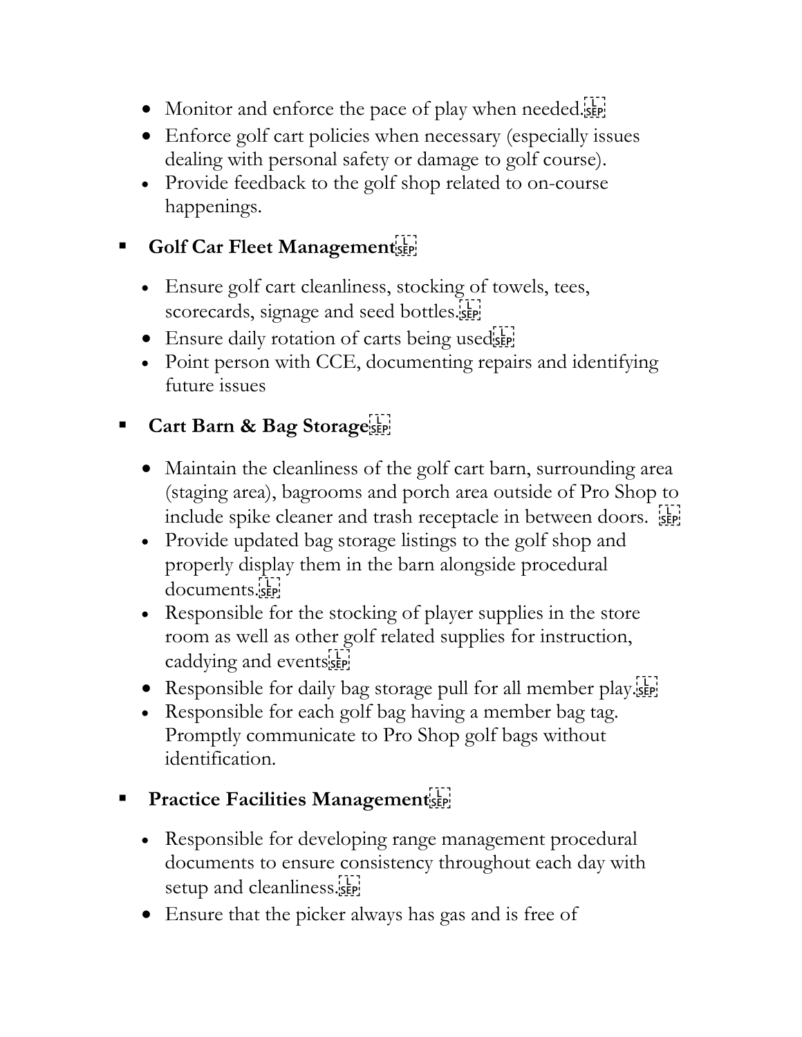- Monitor and enforce the pace of play when needed.
- Enforce golf cart policies when necessary (especially issues dealing with personal safety or damage to golf course).
- Provide feedback to the golf shop related to on-course happenings.

- **Golf Car Fleet Management**
  - Ensure golf cart cleanliness, stocking of towels, tees, scorecards, signage and seed bottles.
  - Ensure daily rotation of carts being used
  - Point person with CCE, documenting repairs and identifying future issues

- **Cart Barn & Bag Storage**
  - Maintain the cleanliness of the golf cart barn, surrounding area (staging area), bagrooms and porch area outside of Pro Shop to include spike cleaner and trash receptacle in between doors.
  - Provide updated bag storage listings to the golf shop and properly display them in the barn alongside procedural documents.
  - Responsible for the stocking of player supplies in the store room as well as other golf related supplies for instruction, caddying and events
  - Responsible for daily bag storage pull for all member play.
  - Responsible for each golf bag having a member bag tag. Promptly communicate to Pro Shop golf bags without identification.

- **Practice Facilities Management**
  - Responsible for developing range management procedural documents to ensure consistency throughout each day with setup and cleanliness.
  - Ensure that the picker always has gas and is free of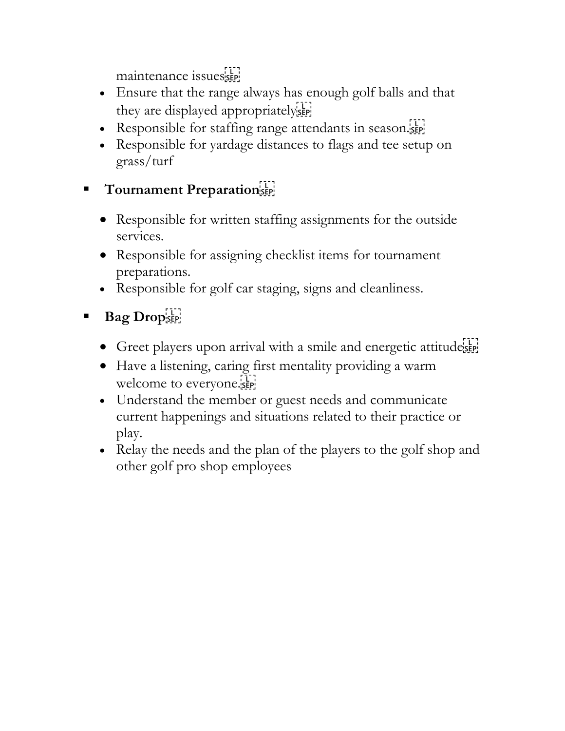maintenance issues

- Ensure that the range always has enough golf balls and that they are displayed appropriately
- Responsible for staffing range attendants in season.
- Responsible for yardage distances to flags and tee setup on grass/turf

- **Tournament Preparation**

  - Responsible for written staffing assignments for the outside services.
  - Responsible for assigning checklist items for tournament preparations.
  - Responsible for golf car staging, signs and cleanliness.

- **Bag Drop**

  - Greet players upon arrival with a smile and energetic attitude
  - Have a listening, caring first mentality providing a warm welcome to everyone.
  - Understand the member or guest needs and communicate current happenings and situations related to their practice or play.
  - Relay the needs and the plan of the players to the golf shop and other golf pro shop employees